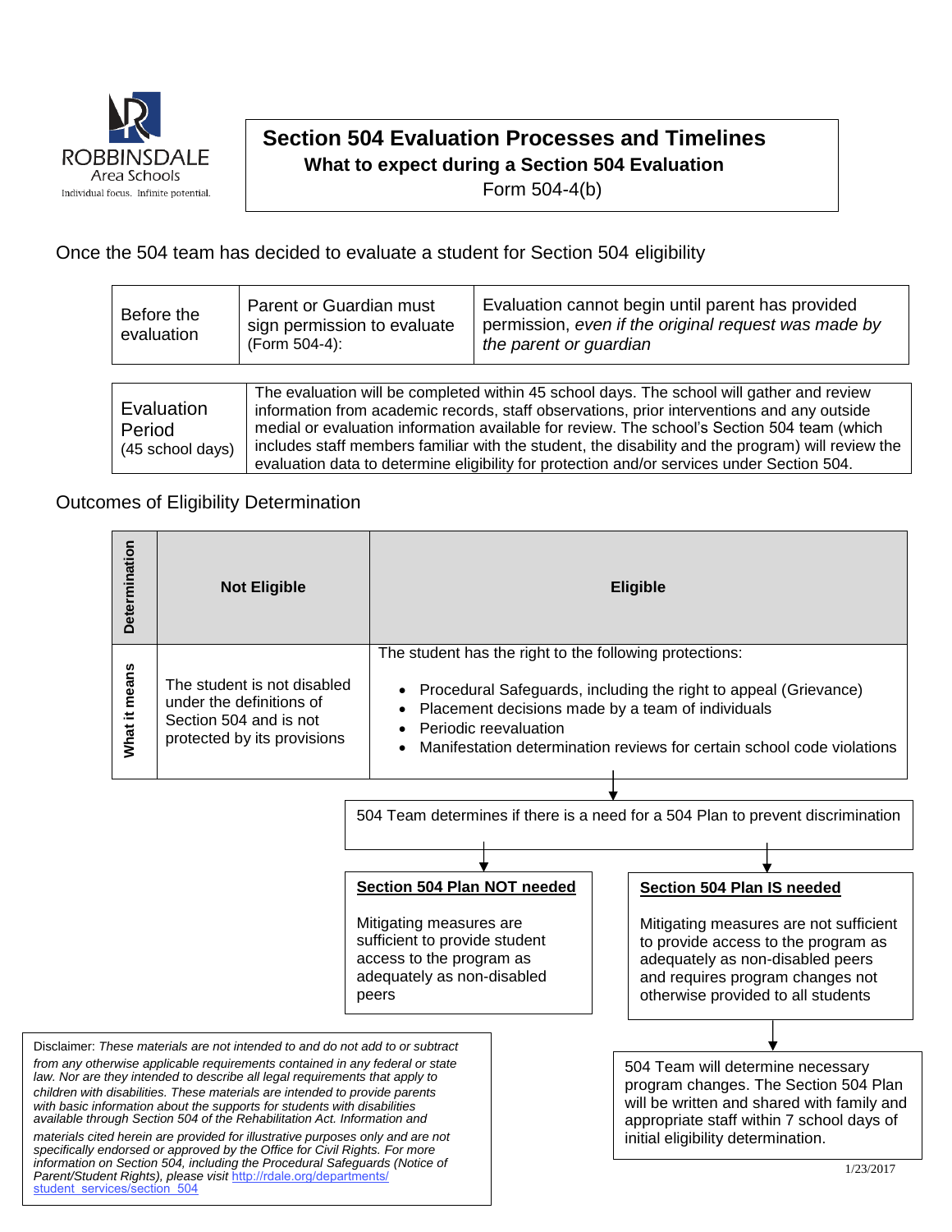ROBBINSDALE Area Schools
Individual focus. Infinite potential.

# Section 504 Evaluation Processes and Timelines

## What to expect during a Section 504 Evaluation

Form 504-4(b)

Once the 504 team has decided to evaluate a student for Section 504 eligibility

| Before the evaluation | Parent or Guardian must sign permission to evaluate (Form 504-4): | Evaluation cannot begin until parent has provided permission, *even if the original request was made by the parent or guardian* |
|---|---|---|

| Evaluation Period (45 school days) | The evaluation will be completed within 45 school days. The school will gather and review information from academic records, staff observations, prior interventions and any outside medial or evaluation information available for review. The school's Section 504 team (which includes staff members familiar with the student, the disability and the program) will review the evaluation data to determine eligibility for protection and/or services under Section 504. |
|---|---|

Outcomes of Eligibility Determination

| **Determination** | **Not Eligible** | **Eligible** |
|---|---|---|
| **What it means** | The student is not disabled under the definitions of Section 504 and is not protected by its provisions | The student has the right to the following protections: <br>• Procedural Safeguards, including the right to appeal (Grievance)<br>• Placement decisions made by a team of individuals<br>• Periodic reevaluation<br>• Manifestation determination reviews for certain school code violations |

↓

504 Team determines if there is a need for a 504 Plan to prevent discrimination

**Section 504 Plan NOT needed**

Mitigating measures are sufficient to provide student access to the program as adequately as non-disabled peers

**Section 504 Plan IS needed**

Mitigating measures are not sufficient to provide access to the program as adequately as non-disabled peers and requires program changes not otherwise provided to all students

↓

504 Team will determine necessary program changes. The Section 504 Plan will be written and shared with family and appropriate staff within 7 school days of initial eligibility determination.

Disclaimer: *These materials are not intended to and do not add to or subtract from any otherwise applicable requirements contained in any federal or state law. Nor are they intended to describe all legal requirements that apply to children with disabilities. These materials are intended to provide parents with basic information about the supports for students with disabilities available through Section 504 of the Rehabilitation Act. Information and materials cited herein are provided for illustrative purposes only and are not specifically endorsed or approved by the Office for Civil Rights. For more information on Section 504, including the Procedural Safeguards (Notice of Parent/Student Rights), please visit* http://rdale.org/departments/student_services/section_504

1/23/2017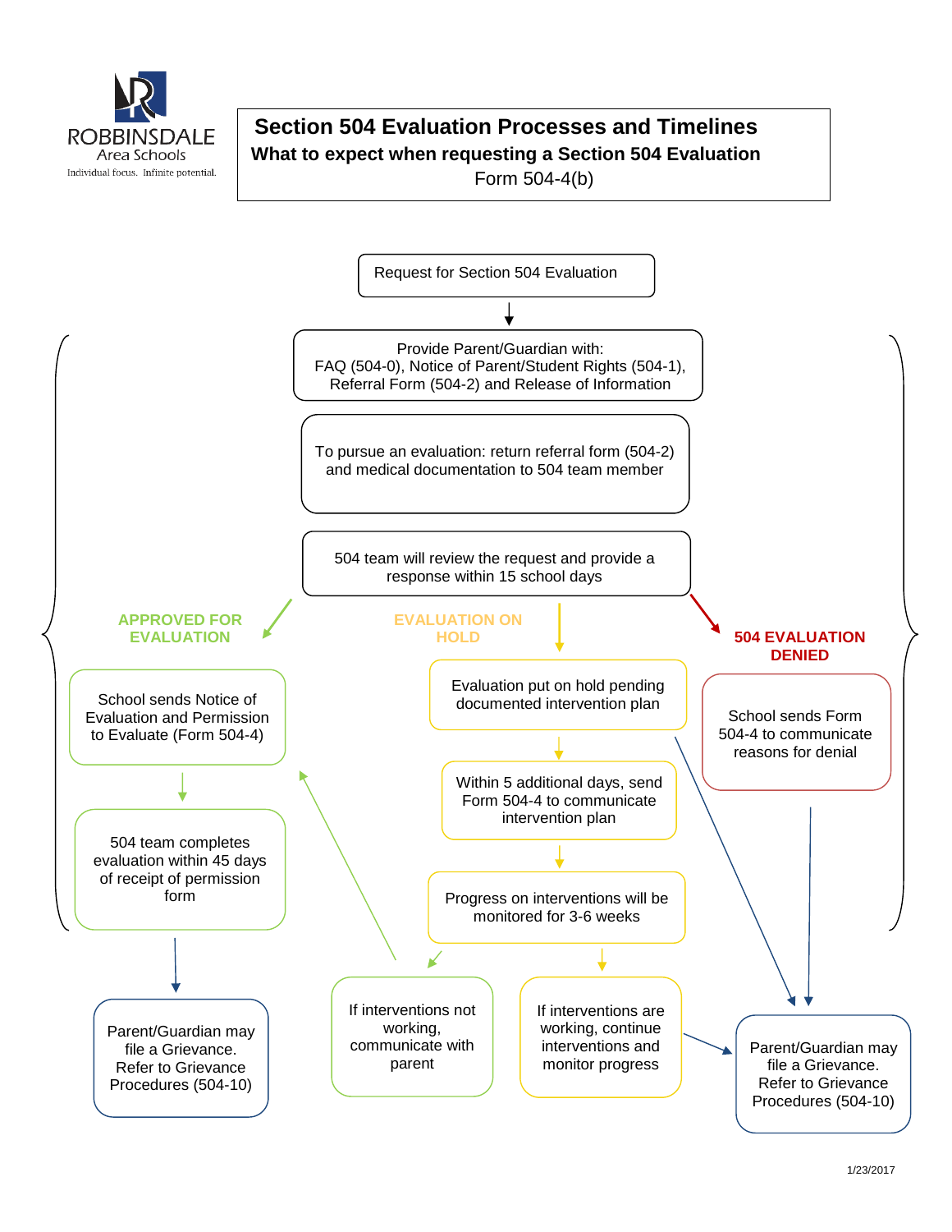ROBBINSDALE
Area Schools
Individual focus. Infinite potential.

# Section 504 Evaluation Processes and Timelines

## What to expect when requesting a Section 504 Evaluation

Form 504-4(b)

Request for Section 504 Evaluation

Provide Parent/Guardian with:
FAQ (504-0), Notice of Parent/Student Rights (504-1), Referral Form (504-2) and Release of Information

To pursue an evaluation: return referral form (504-2) and medical documentation to 504 team member

504 team will review the request and provide a response within 15 school days

**APPROVED FOR EVALUATION**

School sends Notice of Evaluation and Permission to Evaluate (Form 504-4)

504 team completes evaluation within 45 days of receipt of permission form

Parent/Guardian may file a Grievance. Refer to Grievance Procedures (504-10)

**EVALUATION ON HOLD**

Evaluation put on hold pending documented intervention plan

Within 5 additional days, send Form 504-4 to communicate intervention plan

Progress on interventions will be monitored for 3-6 weeks

If interventions not working, communicate with parent

If interventions are working, continue interventions and monitor progress

**504 EVALUATION DENIED**

School sends Form 504-4 to communicate reasons for denial

Parent/Guardian may file a Grievance. Refer to Grievance Procedures (504-10)

1/23/2017